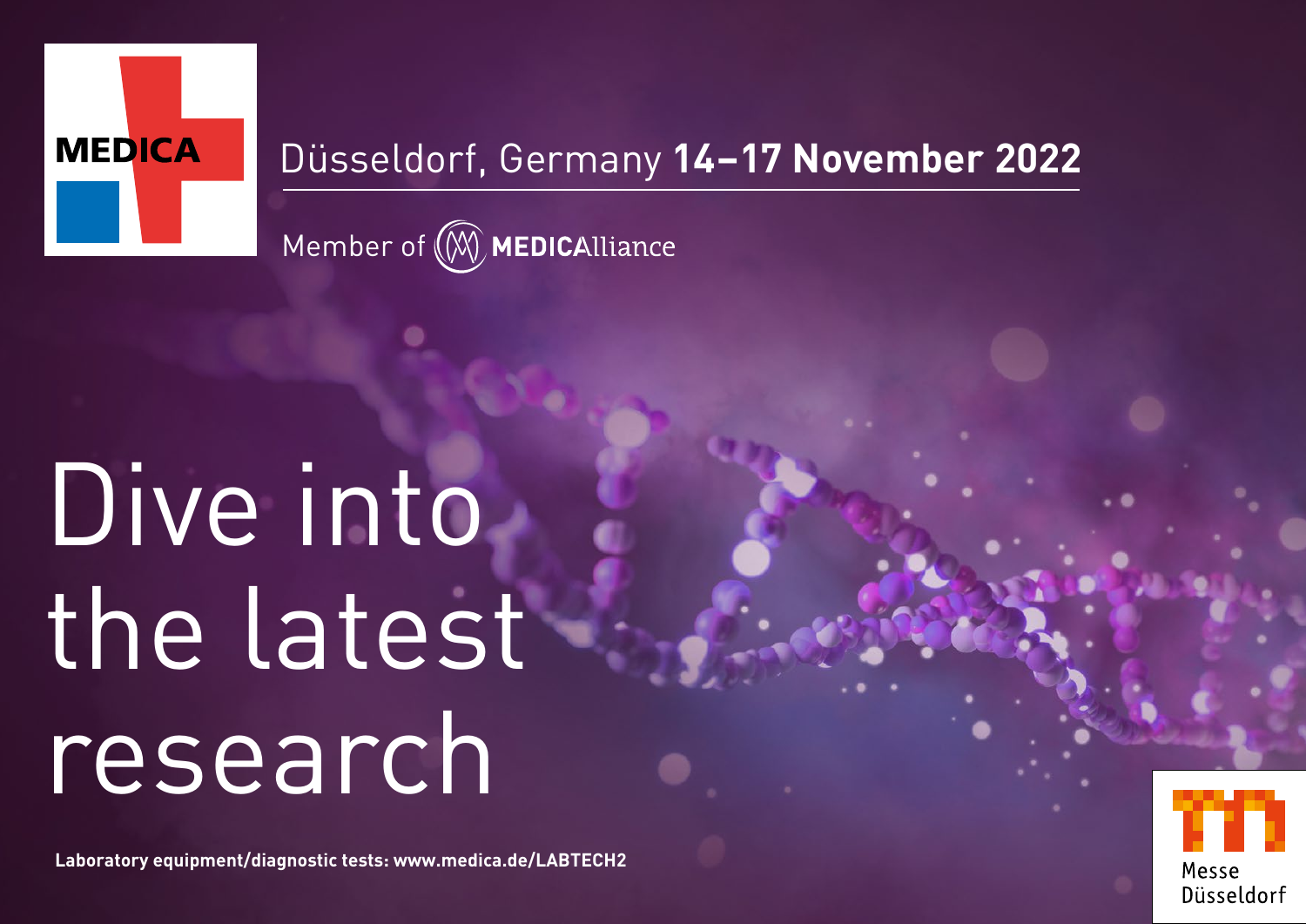MEDICA

Düsseldorf, Germany **14–17 November 2022**

Member of MEDICAlliance

# Dive into the latest research

**Laboratory equipment/diagnostic tests: www.medica.de/LABTECH2**

Messe Düsseldorf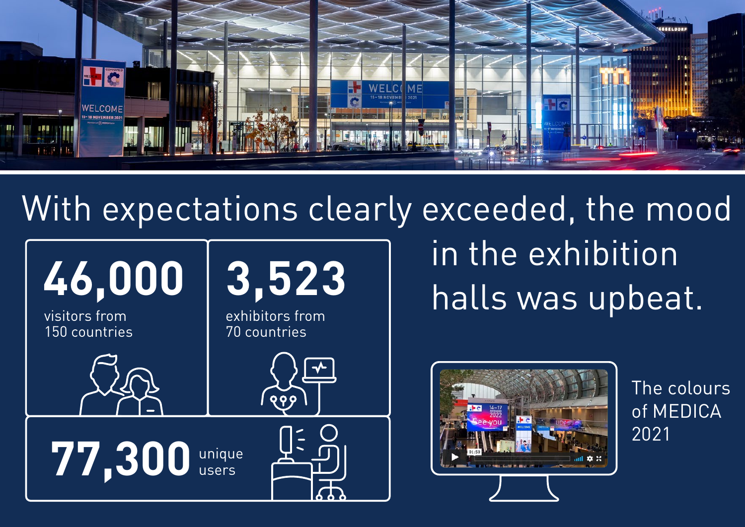# With expectations clearly exceeded, the mood in the exhibition halls was upbeat.

**46,000**
visitors from 150 countries

**3,523**
exhibitors from 70 countries

**77,300** unique users

The colours of MEDICA 2021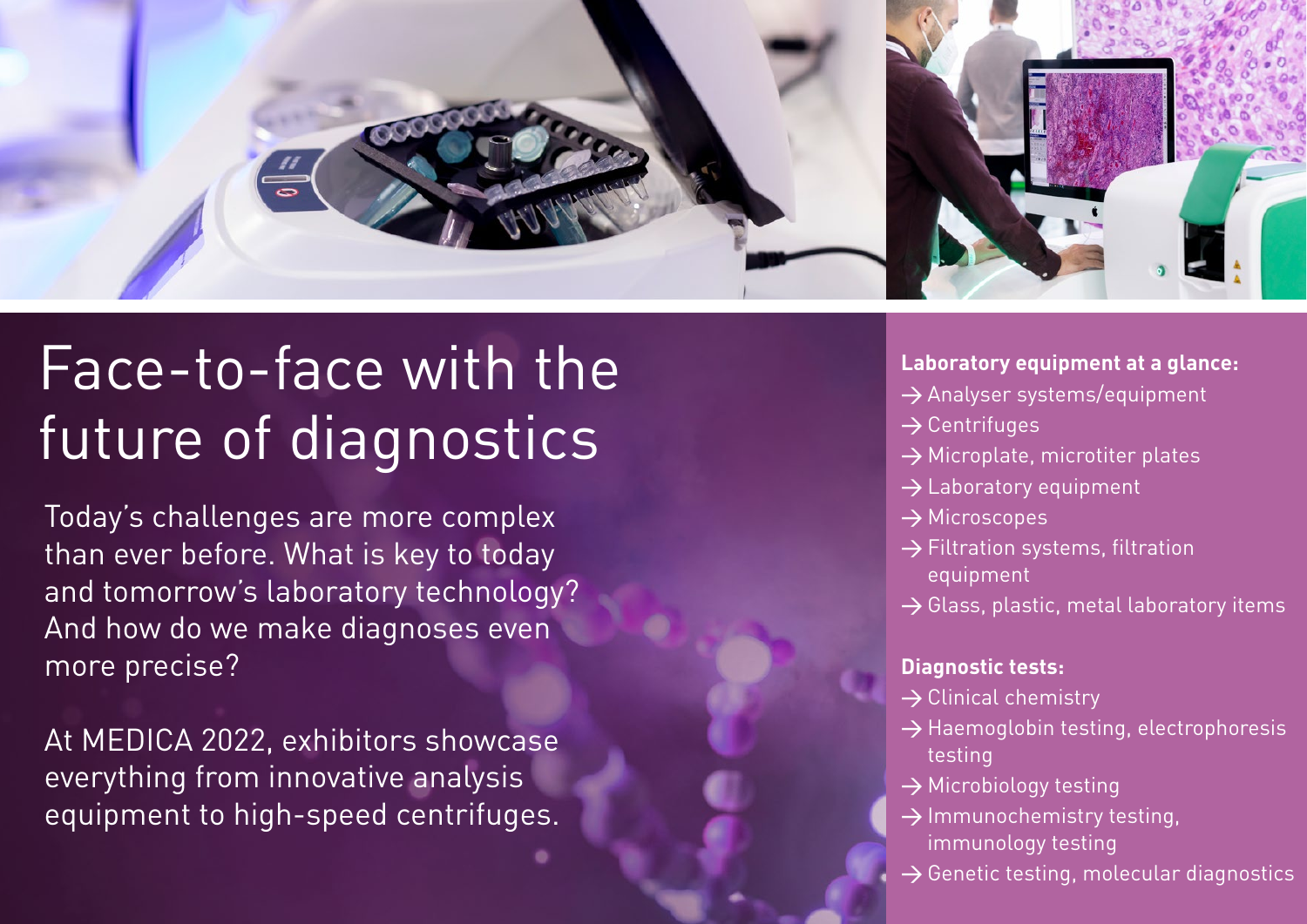# Face-to-face with the future of diagnostics

Today's challenges are more complex than ever before. What is key to today and tomorrow's laboratory technology? And how do we make diagnoses even more precise?

At MEDICA 2022, exhibitors showcase everything from innovative analysis equipment to high-speed centrifuges.

**Laboratory equipment at a glance:**

- → Analyser systems/equipment
- → Centrifuges
- → Microplate, microtiter plates
- → Laboratory equipment
- → Microscopes
- → Filtration systems, filtration equipment
- → Glass, plastic, metal laboratory items

**Diagnostic tests:**

- → Clinical chemistry
- → Haemoglobin testing, electrophoresis testing
- → Microbiology testing
- → Immunochemistry testing, immunology testing
- → Genetic testing, molecular diagnostics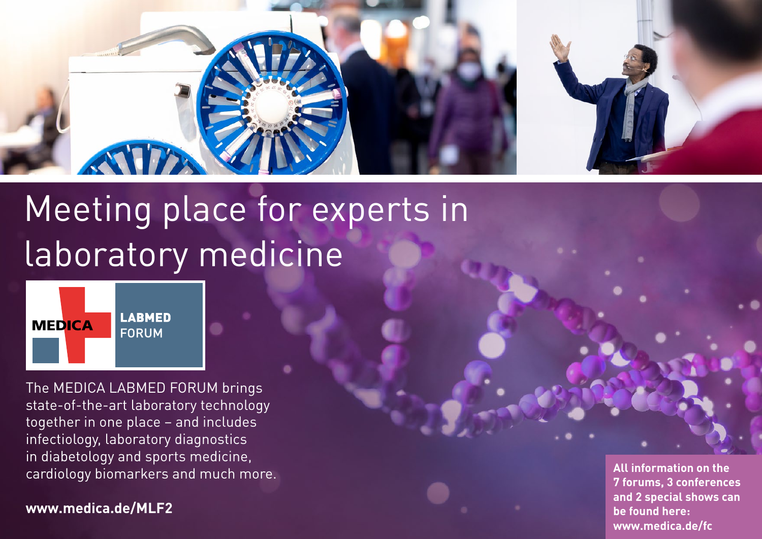# Meeting place for experts in laboratory medicine

MEDICA LABMED FORUM

The MEDICA LABMED FORUM brings state-of-the-art laboratory technology together in one place – and includes infectiology, laboratory diagnostics in diabetology and sports medicine, cardiology biomarkers and much more.

**www.medica.de/MLF2**

**All information on the 7 forums, 3 conferences and 2 special shows can be found here: www.medica.de/fc**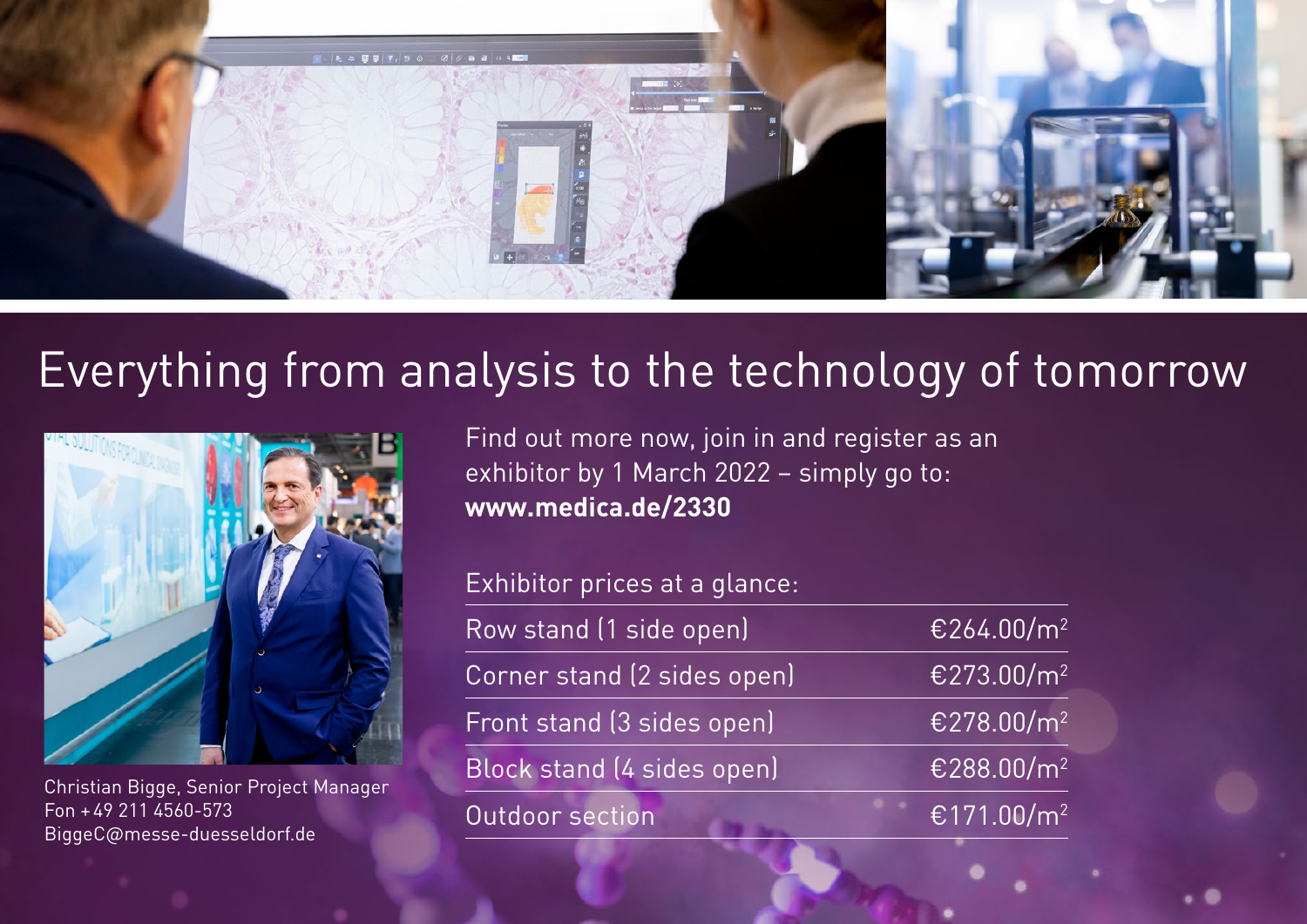# Everything from analysis to the technology of tomorrow

Christian Bigge, Senior Project Manager
Fon +49 211 4560-573
BiggeC@messe-duesseldorf.de

Find out more now, join in and register as an exhibitor by 1 March 2022 – simply go to:
**www.medica.de/2330**

Exhibitor prices at a glance:

| | |
|---|---|
| Row stand (1 side open) | €264.00/m² |
| Corner stand (2 sides open) | €273.00/m² |
| Front stand (3 sides open) | €278.00/m² |
| Block stand (4 sides open) | €288.00/m² |
| Outdoor section | €171.00/m² |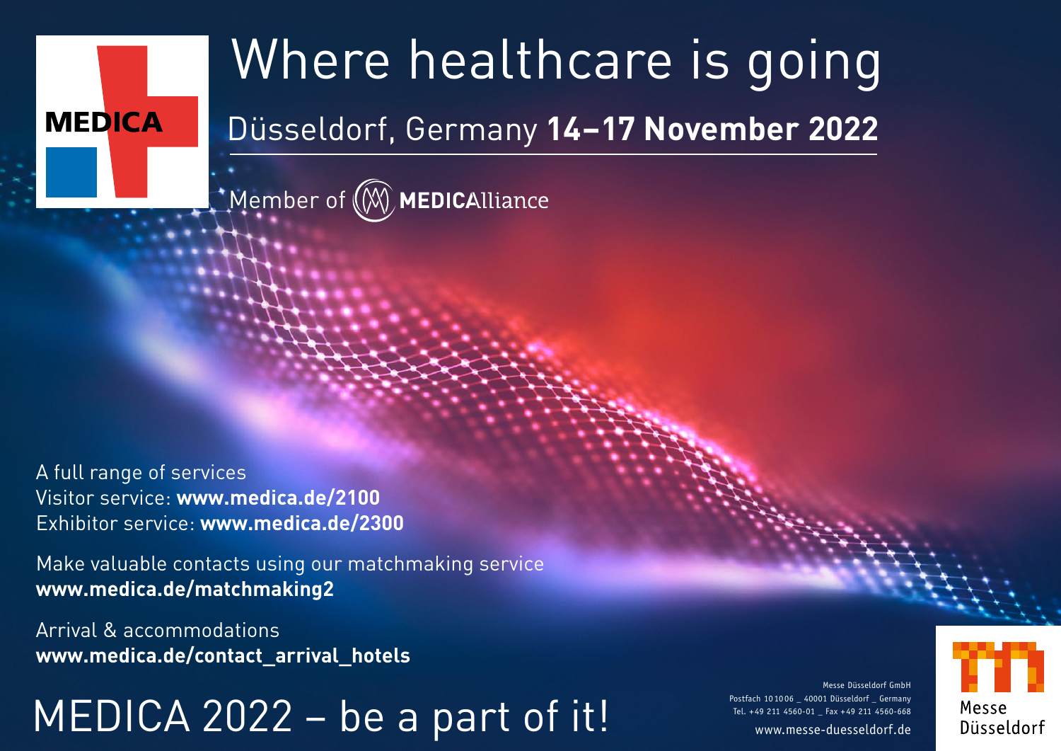MEDICA

# Where healthcare is going

Düsseldorf, Germany **14–17 November 2022**

Member of **MEDICA**Alliance

A full range of services
Visitor service: **www.medica.de/2100**
Exhibitor service: **www.medica.de/2300**

Make valuable contacts using our matchmaking service
**www.medica.de/matchmaking2**

Arrival & accommodations
**www.medica.de/contact_arrival_hotels**

# MEDICA 2022 – be a part of it!

Messe Düsseldorf GmbH
Postfach 101006 _ 40001 Düsseldorf _ Germany
Tel. +49 211 4560-01 _ Fax +49 211 4560-668
www.messe-duesseldorf.de

Messe Düsseldorf